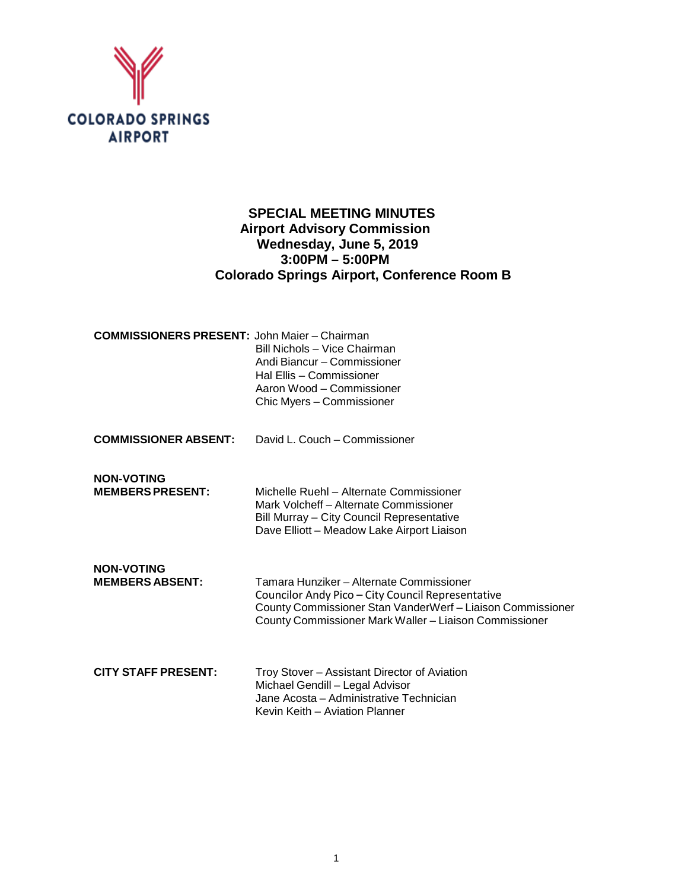COLORADO SPRINGS AIRPORT

# SPECIAL MEETING MINUTES
## Airport Advisory Commission
## Wednesday, June 5, 2019
## 3:00PM – 5:00PM
## Colorado Springs Airport, Conference Room B

**COMMISSIONERS PRESENT:** John Maier – Chairman
Bill Nichols – Vice Chairman
Andi Biancur – Commissioner
Hal Ellis – Commissioner
Aaron Wood – Commissioner
Chic Myers – Commissioner

**COMMISSIONER ABSENT:** David L. Couch – Commissioner

**NON-VOTING MEMBERS PRESENT:**
Michelle Ruehl – Alternate Commissioner
Mark Volcheff – Alternate Commissioner
Bill Murray – City Council Representative
Dave Elliott – Meadow Lake Airport Liaison

**NON-VOTING MEMBERS ABSENT:**
Tamara Hunziker – Alternate Commissioner
Councilor Andy Pico – City Council Representative
County Commissioner Stan VanderWerf – Liaison Commissioner
County Commissioner Mark Waller – Liaison Commissioner

**CITY STAFF PRESENT:**
Troy Stover – Assistant Director of Aviation
Michael Gendill – Legal Advisor
Jane Acosta – Administrative Technician
Kevin Keith – Aviation Planner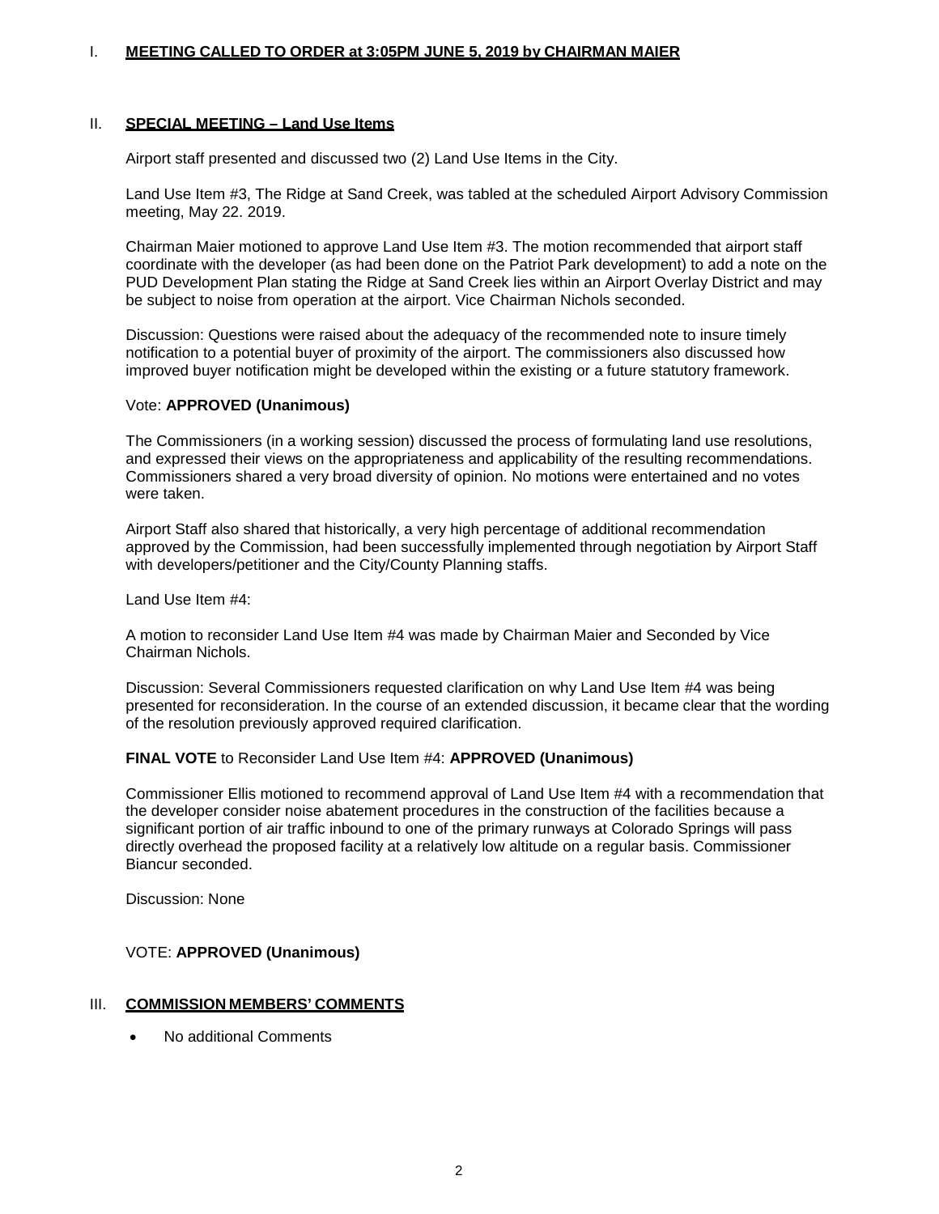## I. MEETING CALLED TO ORDER at 3:05PM JUNE 5, 2019 by CHAIRMAN MAIER

## II. SPECIAL MEETING – Land Use Items

Airport staff presented and discussed two (2) Land Use Items in the City.

Land Use Item #3, The Ridge at Sand Creek, was tabled at the scheduled Airport Advisory Commission meeting, May 22. 2019.

Chairman Maier motioned to approve Land Use Item #3. The motion recommended that airport staff coordinate with the developer (as had been done on the Patriot Park development) to add a note on the PUD Development Plan stating the Ridge at Sand Creek lies within an Airport Overlay District and may be subject to noise from operation at the airport. Vice Chairman Nichols seconded.

Discussion: Questions were raised about the adequacy of the recommended note to insure timely notification to a potential buyer of proximity of the airport. The commissioners also discussed how improved buyer notification might be developed within the existing or a future statutory framework.

Vote: **APPROVED (Unanimous)**

The Commissioners (in a working session) discussed the process of formulating land use resolutions, and expressed their views on the appropriateness and applicability of the resulting recommendations. Commissioners shared a very broad diversity of opinion. No motions were entertained and no votes were taken.

Airport Staff also shared that historically, a very high percentage of additional recommendation approved by the Commission, had been successfully implemented through negotiation by Airport Staff with developers/petitioner and the City/County Planning staffs.

Land Use Item #4:

A motion to reconsider Land Use Item #4 was made by Chairman Maier and Seconded by Vice Chairman Nichols.

Discussion: Several Commissioners requested clarification on why Land Use Item #4 was being presented for reconsideration. In the course of an extended discussion, it became clear that the wording of the resolution previously approved required clarification.

**FINAL VOTE** to Reconsider Land Use Item #4: **APPROVED (Unanimous)**

Commissioner Ellis motioned to recommend approval of Land Use Item #4 with a recommendation that the developer consider noise abatement procedures in the construction of the facilities because a significant portion of air traffic inbound to one of the primary runways at Colorado Springs will pass directly overhead the proposed facility at a relatively low altitude on a regular basis. Commissioner Biancur seconded.

Discussion: None

VOTE: **APPROVED (Unanimous)**

## III. COMMISSION MEMBERS' COMMENTS

- No additional Comments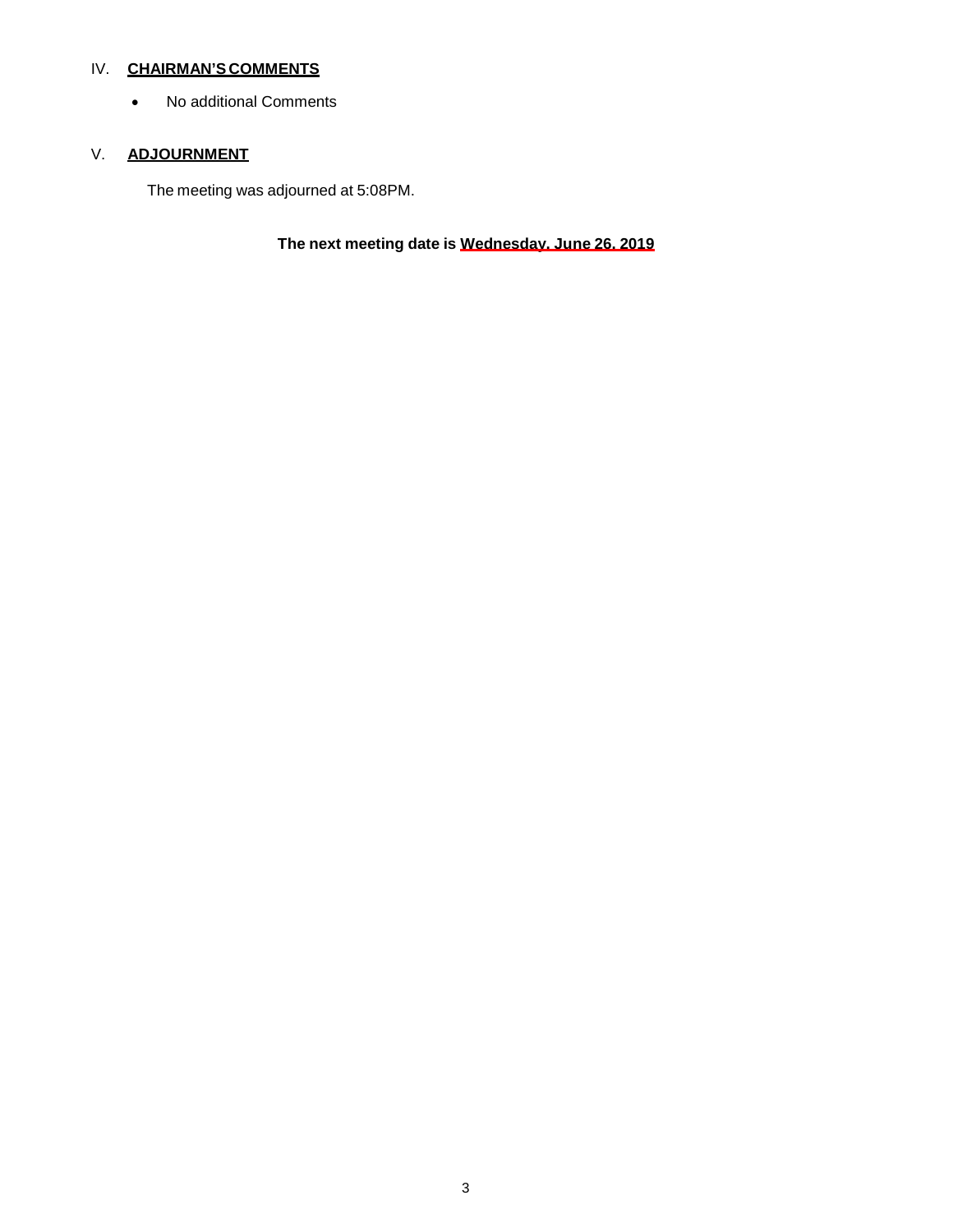## IV. **CHAIRMAN'S COMMENTS**

- No additional Comments

## V. **ADJOURNMENT**

The meeting was adjourned at 5:08PM.

**The next meeting date is Wednesday, June 26, 2019**